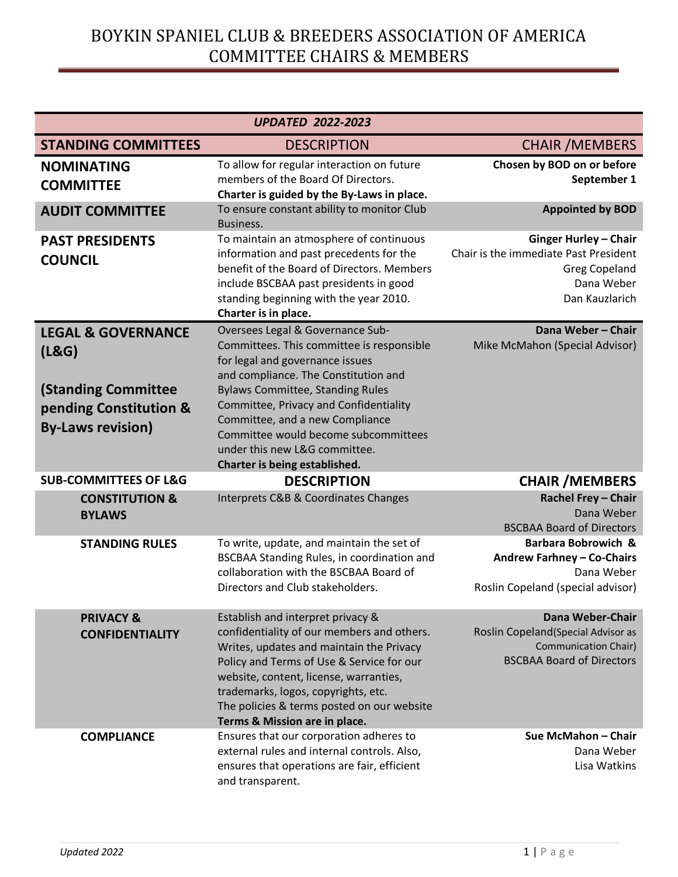# BOYKIN SPANIEL CLUB & BREEDERS ASSOCIATION OF AMERICA COMMITTEE CHAIRS & MEMBERS

| *UPDATED 2022-2023* | | |
|---|---|---|
| **STANDING COMMITTEES** | DESCRIPTION | CHAIR /MEMBERS |
| **NOMINATING COMMITTEE** | To allow for regular interaction on future members of the Board Of Directors. **Charter is guided by the By-Laws in place.** | **Chosen by BOD on or before September 1** |
| **AUDIT COMMITTEE** | To ensure constant ability to monitor Club Business. | **Appointed by BOD** |
| **PAST PRESIDENTS COUNCIL** | To maintain an atmosphere of continuous information and past precedents for the benefit of the Board of Directors. Members include BSCBAA past presidents in good standing beginning with the year 2010. **Charter is in place.** | **Ginger Hurley – Chair**<br>Chair is the immediate Past President<br>Greg Copeland<br>Dana Weber<br>Dan Kauzlarich |
| **LEGAL & GOVERNANCE (L&G)**<br><br>**(Standing Committee pending Constitution & By-Laws revision)** | Oversees Legal & Governance Sub-Committees. This committee is responsible for legal and governance issues and compliance. The Constitution and Bylaws Committee, Standing Rules Committee, Privacy and Confidentiality Committee, and a new Compliance Committee would become subcommittees under this new L&G committee. **Charter is being established.** | **Dana Weber – Chair**<br>Mike McMahon (Special Advisor) |
| **SUB-COMMITTEES OF L&G** | **DESCRIPTION** | **CHAIR /MEMBERS** |
| **CONSTITUTION & BYLAWS** | Interprets C&B & Coordinates Changes | **Rachel Frey – Chair**<br>Dana Weber<br>BSCBAA Board of Directors |
| **STANDING RULES** | To write, update, and maintain the set of BSCBAA Standing Rules, in coordination and collaboration with the BSCBAA Board of Directors and Club stakeholders. | **Barbara Bobrowich & Andrew Farhney – Co-Chairs**<br>Dana Weber<br>Roslin Copeland (special advisor) |
| **PRIVACY & CONFIDENTIALITY** | Establish and interpret privacy & confidentiality of our members and others. Writes, updates and maintain the Privacy Policy and Terms of Use & Service for our website, content, license, warranties, trademarks, logos, copyrights, etc. The policies & terms posted on our website **Terms & Mission are in place.** | **Dana Weber-Chair**<br>Roslin Copeland(Special Advisor as Communication Chair)<br>BSCBAA Board of Directors |
| **COMPLIANCE** | Ensures that our corporation adheres to external rules and internal controls. Also, ensures that operations are fair, efficient and transparent. | **Sue McMahon – Chair**<br>Dana Weber<br>Lisa Watkins |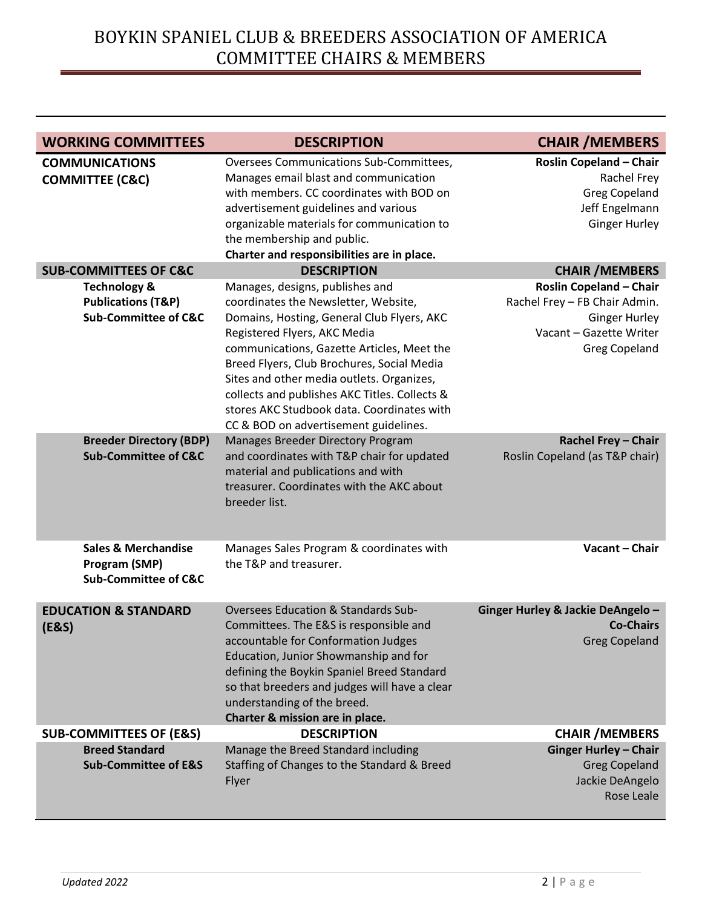# BOYKIN SPANIEL CLUB & BREEDERS ASSOCIATION OF AMERICA
## COMMITTEE CHAIRS & MEMBERS

| WORKING COMMITTEES | DESCRIPTION | CHAIR /MEMBERS |
|---|---|---|
| **COMMUNICATIONS COMMITTEE (C&C)** | Oversees Communications Sub-Committees, Manages email blast and communication with members. CC coordinates with BOD on advertisement guidelines and various organizable materials for communication to the membership and public. **Charter and responsibilities are in place.** | **Roslin Copeland – Chair**<br>Rachel Frey<br>Greg Copeland<br>Jeff Engelmann<br>Ginger Hurley |
| **SUB-COMMITTEES OF C&C** | **DESCRIPTION** | **CHAIR /MEMBERS** |
| **Technology & Publications (T&P) Sub-Committee of C&C** | Manages, designs, publishes and coordinates the Newsletter, Website, Domains, Hosting, General Club Flyers, AKC Registered Flyers, AKC Media communications, Gazette Articles, Meet the Breed Flyers, Club Brochures, Social Media Sites and other media outlets. Organizes, collects and publishes AKC Titles. Collects & stores AKC Studbook data. Coordinates with CC & BOD on advertisement guidelines. | **Roslin Copeland – Chair**<br>Rachel Frey – FB Chair Admin.<br>Ginger Hurley<br>Vacant – Gazette Writer<br>Greg Copeland |
| **Breeder Directory (BDP) Sub-Committee of C&C** | Manages Breeder Directory Program and coordinates with T&P chair for updated material and publications and with treasurer. Coordinates with the AKC about breeder list. | **Rachel Frey – Chair**<br>Roslin Copeland (as T&P chair) |
| **Sales & Merchandise Program (SMP) Sub-Committee of C&C** | Manages Sales Program & coordinates with the T&P and treasurer. | **Vacant – Chair** |
| **EDUCATION & STANDARD (E&S)** | Oversees Education & Standards Sub-Committees. The E&S is responsible and accountable for Conformation Judges Education, Junior Showmanship and for defining the Boykin Spaniel Breed Standard so that breeders and judges will have a clear understanding of the breed. **Charter & mission are in place.** | **Ginger Hurley & Jackie DeAngelo – Co-Chairs**<br>Greg Copeland |
| **SUB-COMMITTEES OF (E&S)** | **DESCRIPTION** | **CHAIR /MEMBERS** |
| **Breed Standard Sub-Committee of E&S** | Manage the Breed Standard including Staffing of Changes to the Standard & Breed Flyer | **Ginger Hurley – Chair**<br>Greg Copeland<br>Jackie DeAngelo<br>Rose Leale |

*Updated 2022*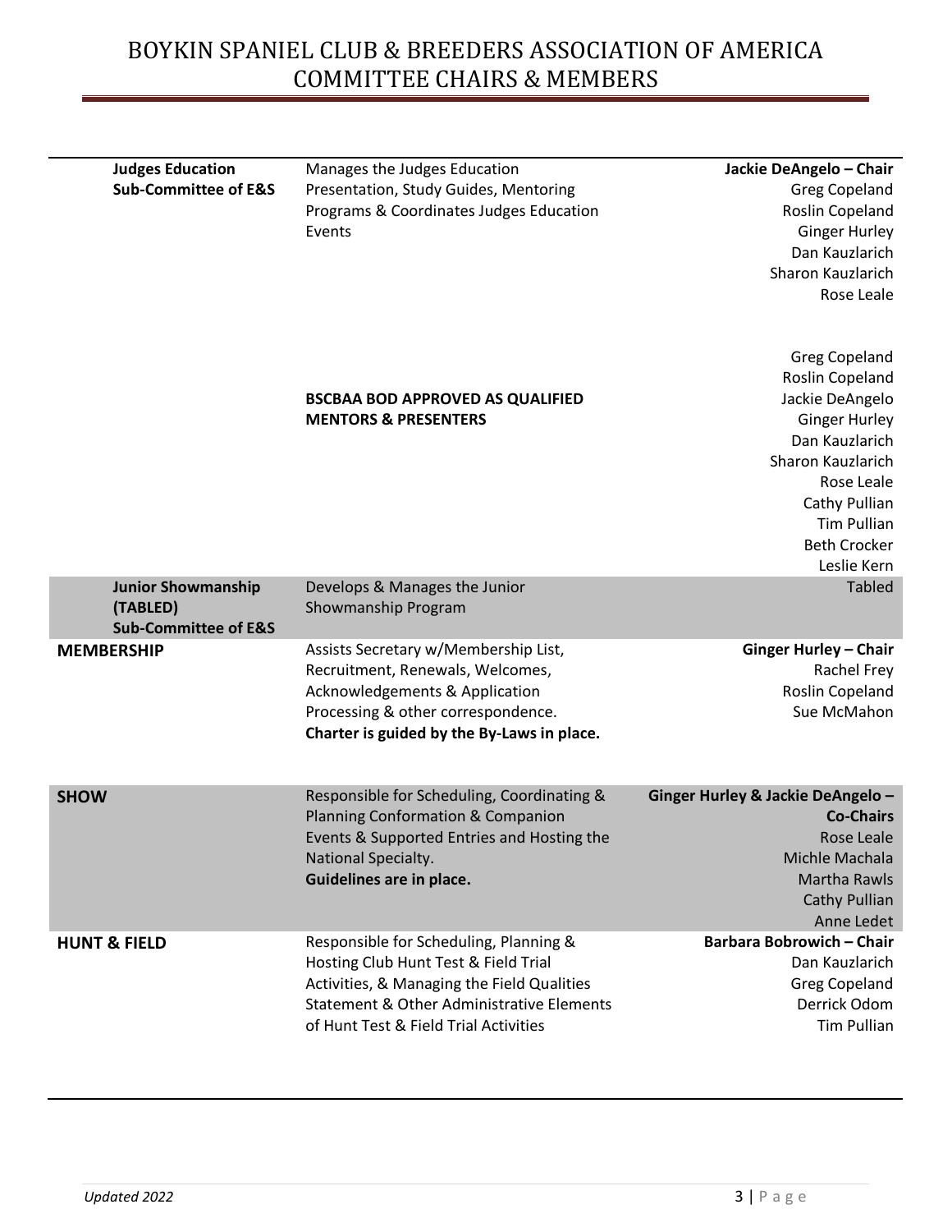| Committee | Description | Chair & Members |
|---|---|---|
| **Judges Education Sub-Committee of E&S** | Manages the Judges Education Presentation, Study Guides, Mentoring Programs & Coordinates Judges Education Events | **Jackie DeAngelo – Chair**<br>Greg Copeland<br>Roslin Copeland<br>Ginger Hurley<br>Dan Kauzlarich<br>Sharon Kauzlarich<br>Rose Leale |
| | **BSCBAA BOD APPROVED AS QUALIFIED MENTORS & PRESENTERS** | Greg Copeland<br>Roslin Copeland<br>Jackie DeAngelo<br>Ginger Hurley<br>Dan Kauzlarich<br>Sharon Kauzlarich<br>Rose Leale<br>Cathy Pullian<br>Tim Pullian<br>Beth Crocker<br>Leslie Kern |
| **Junior Showmanship (TABLED) Sub-Committee of E&S** | Develops & Manages the Junior Showmanship Program | Tabled |
| **MEMBERSHIP** | Assists Secretary w/Membership List, Recruitment, Renewals, Welcomes, Acknowledgements & Application Processing & other correspondence.<br>**Charter is guided by the By-Laws in place.** | **Ginger Hurley – Chair**<br>Rachel Frey<br>Roslin Copeland<br>Sue McMahon |
| **SHOW** | Responsible for Scheduling, Coordinating & Planning Conformation & Companion Events & Supported Entries and Hosting the National Specialty.<br>**Guidelines are in place.** | **Ginger Hurley & Jackie DeAngelo – Co-Chairs**<br>Rose Leale<br>Michle Machala<br>Martha Rawls<br>Cathy Pullian<br>Anne Ledet |
| **HUNT & FIELD** | Responsible for Scheduling, Planning & Hosting Club Hunt Test & Field Trial Activities, & Managing the Field Qualities Statement & Other Administrative Elements of Hunt Test & Field Trial Activities | **Barbara Bobrowich – Chair**<br>Dan Kauzlarich<br>Greg Copeland<br>Derrick Odom<br>Tim Pullian |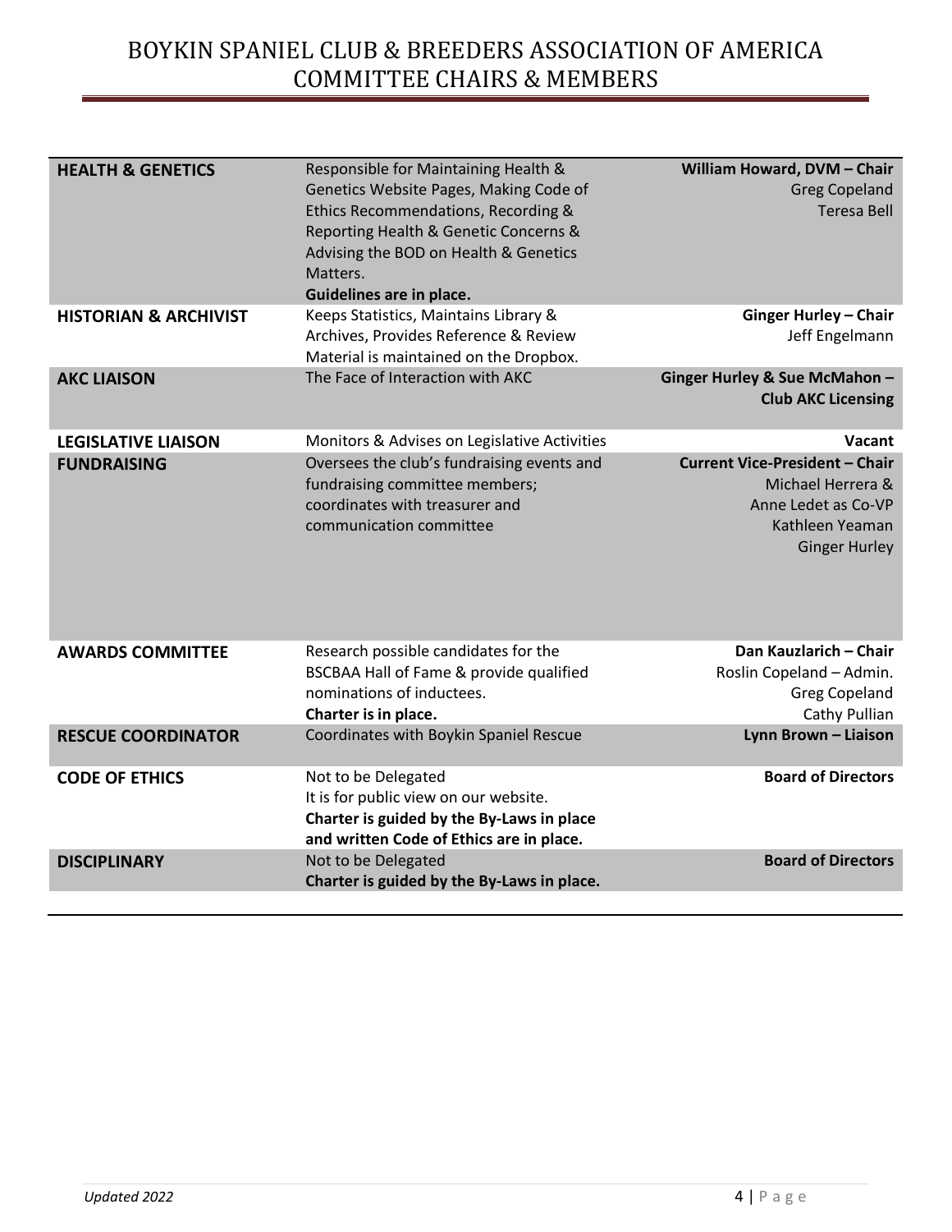# BOYKIN SPANIEL CLUB & BREEDERS ASSOCIATION OF AMERICA
## COMMITTEE CHAIRS & MEMBERS

| | | |
|---|---|---|
| **HEALTH & GENETICS** | Responsible for Maintaining Health & Genetics Website Pages, Making Code of Ethics Recommendations, Recording & Reporting Health & Genetic Concerns & Advising the BOD on Health & Genetics Matters.<br>**Guidelines are in place.** | **William Howard, DVM – Chair**<br>Greg Copeland<br>Teresa Bell |
| **HISTORIAN & ARCHIVIST** | Keeps Statistics, Maintains Library & Archives, Provides Reference & Review Material is maintained on the Dropbox. | **Ginger Hurley – Chair**<br>Jeff Engelmann |
| **AKC LIAISON** | The Face of Interaction with AKC | **Ginger Hurley & Sue McMahon – Club AKC Licensing** |
| **LEGISLATIVE LIAISON** | Monitors & Advises on Legislative Activities | **Vacant** |
| **FUNDRAISING** | Oversees the club's fundraising events and fundraising committee members; coordinates with treasurer and communication committee | **Current Vice-President – Chair**<br>Michael Herrera &<br>Anne Ledet as Co-VP<br>Kathleen Yeaman<br>Ginger Hurley |
| **AWARDS COMMITTEE** | Research possible candidates for the BSCBAA Hall of Fame & provide qualified nominations of inductees.<br>**Charter is in place.** | **Dan Kauzlarich – Chair**<br>Roslin Copeland – Admin.<br>Greg Copeland<br>Cathy Pullian |
| **RESCUE COORDINATOR** | Coordinates with Boykin Spaniel Rescue | **Lynn Brown – Liaison** |
| **CODE OF ETHICS** | Not to be Delegated<br>It is for public view on our website.<br>**Charter is guided by the By-Laws in place and written Code of Ethics are in place.** | **Board of Directors** |
| **DISCIPLINARY** | Not to be Delegated<br>**Charter is guided by the By-Laws in place.** | **Board of Directors** |

*Updated 2022*